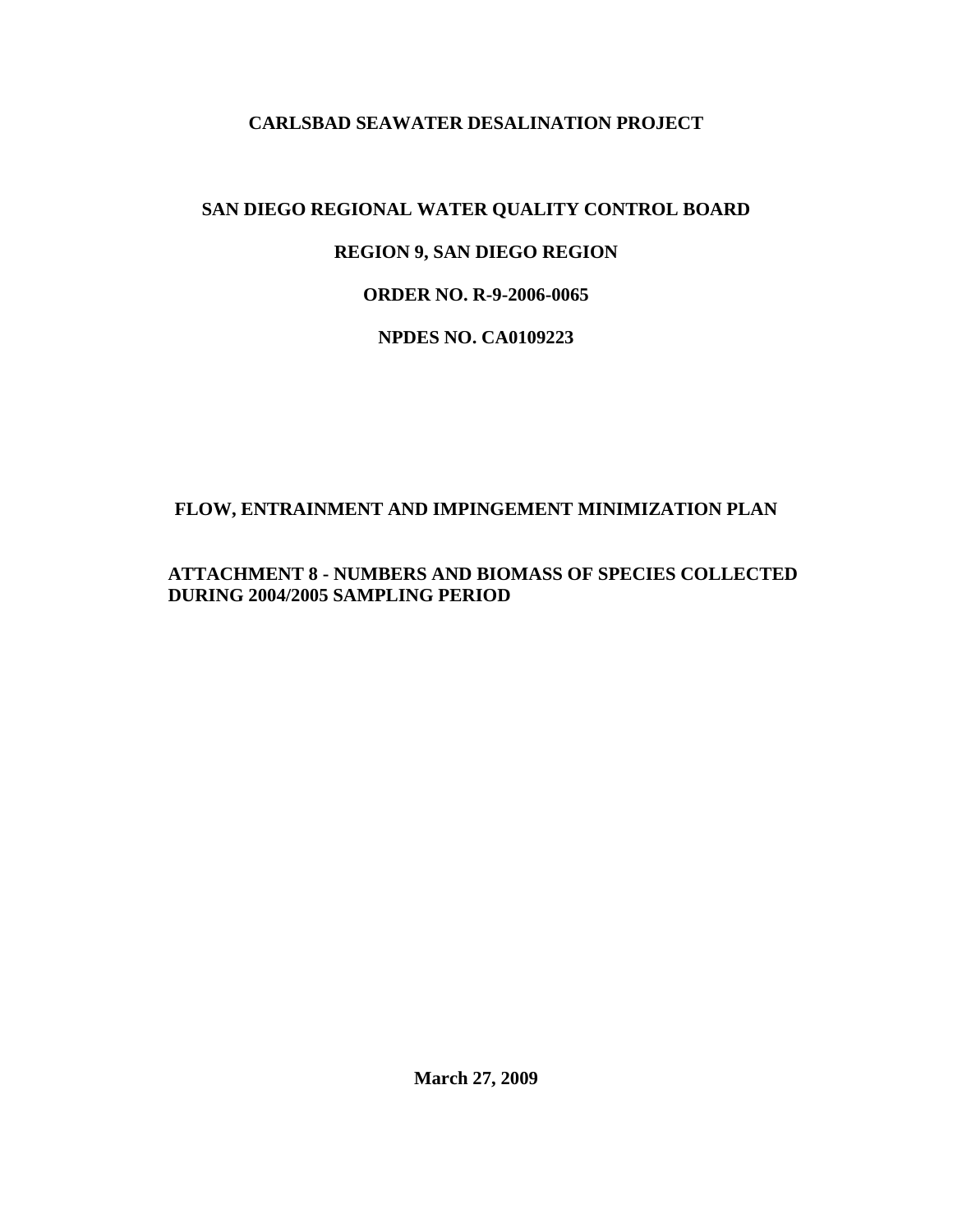# CARLSBAD SEAWATER DESALINATION PROJECT

## SAN DIEGO REGIONAL WATER QUALITY CONTROL BOARD

## REGION 9, SAN DIEGO REGION

## ORDER NO. R-9-2006-0065

## NPDES NO. CA0109223

## FLOW, ENTRAINMENT AND IMPINGEMENT MINIMIZATION PLAN

## ATTACHMENT 8 - NUMBERS AND BIOMASS OF SPECIES COLLECTED DURING 2004/2005 SAMPLING PERIOD

**March 27, 2009**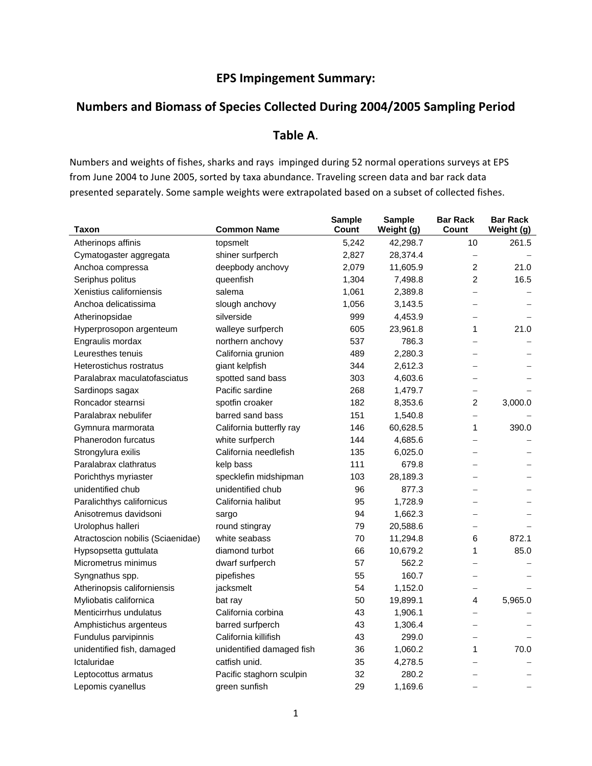## EPS Impingement Summary:

## Numbers and Biomass of Species Collected During 2004/2005 Sampling Period

## Table A.

Numbers and weights of fishes, sharks and rays impinged during 52 normal operations surveys at EPS from June 2004 to June 2005, sorted by taxa abundance. Traveling screen data and bar rack data presented separately. Some sample weights were extrapolated based on a subset of collected fishes.

| Taxon | Common Name | Sample Count | Sample Weight (g) | Bar Rack Count | Bar Rack Weight (g) |
|---|---|---|---|---|---|
| Atherinops affinis | topsmelt | 5,242 | 42,298.7 | 10 | 261.5 |
| Cymatogaster aggregata | shiner surfperch | 2,827 | 28,374.4 | – | – |
| Anchoa compressa | deepbody anchovy | 2,079 | 11,605.9 | 2 | 21.0 |
| Seriphus politus | queenfish | 1,304 | 7,498.8 | 2 | 16.5 |
| Xenistius californiensis | salema | 1,061 | 2,389.8 | – | – |
| Anchoa delicatissima | slough anchovy | 1,056 | 3,143.5 | – | – |
| Atherinopsidae | silverside | 999 | 4,453.9 | – | – |
| Hyperprosopon argenteum | walleye surfperch | 605 | 23,961.8 | 1 | 21.0 |
| Engraulis mordax | northern anchovy | 537 | 786.3 | – | – |
| Leuresthes tenuis | California grunion | 489 | 2,280.3 | – | – |
| Heterostichus rostratus | giant kelpfish | 344 | 2,612.3 | – | – |
| Paralabrax maculatofasciatus | spotted sand bass | 303 | 4,603.6 | – | – |
| Sardinops sagax | Pacific sardine | 268 | 1,479.7 | – | – |
| Roncador stearnsi | spotfin croaker | 182 | 8,353.6 | 2 | 3,000.0 |
| Paralabrax nebulifer | barred sand bass | 151 | 1,540.8 | – | – |
| Gymnura marmorata | California butterfly ray | 146 | 60,628.5 | 1 | 390.0 |
| Phanerodon furcatus | white surfperch | 144 | 4,685.6 | – | – |
| Strongylura exilis | California needlefish | 135 | 6,025.0 | – | – |
| Paralabrax clathratus | kelp bass | 111 | 679.8 | – | – |
| Porichthys myriaster | specklefin midshipman | 103 | 28,189.3 | – | – |
| unidentified chub | unidentified chub | 96 | 877.3 | – | – |
| Paralichthys californicus | California halibut | 95 | 1,728.9 | – | – |
| Anisotremus davidsoni | sargo | 94 | 1,662.3 | – | – |
| Urolophus halleri | round stingray | 79 | 20,588.6 | – | – |
| Atractoscion nobilis (Sciaenidae) | white seabass | 70 | 11,294.8 | 6 | 872.1 |
| Hypsopsetta guttulata | diamond turbot | 66 | 10,679.2 | 1 | 85.0 |
| Micrometrus minimus | dwarf surfperch | 57 | 562.2 | – | – |
| Syngnathus spp. | pipefishes | 55 | 160.7 | – | – |
| Atherinopsis californiensis | jacksmelt | 54 | 1,152.0 | – | – |
| Myliobatis californica | bat ray | 50 | 19,899.1 | 4 | 5,965.0 |
| Menticirrhus undulatus | California corbina | 43 | 1,906.1 | – | – |
| Amphistichus argenteus | barred surfperch | 43 | 1,306.4 | – | – |
| Fundulus parvipinnis | California killifish | 43 | 299.0 | – | – |
| unidentified fish, damaged | unidentified damaged fish | 36 | 1,060.2 | 1 | 70.0 |
| Ictaluridae | catfish unid. | 35 | 4,278.5 | – | – |
| Leptocottus armatus | Pacific staghorn sculpin | 32 | 280.2 | – | – |
| Lepomis cyanellus | green sunfish | 29 | 1,169.6 | – | – |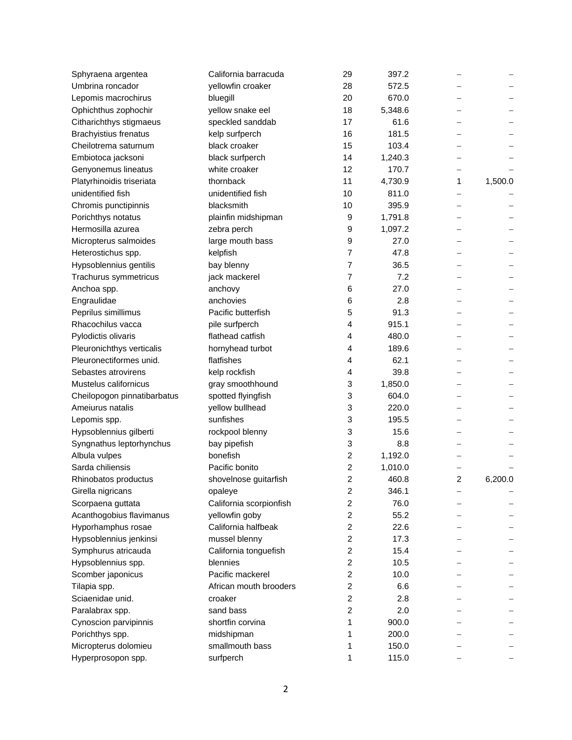| | | | | | |
|---|---|---|---|---|---|
| Sphyraena argentea | California barracuda | 29 | 397.2 | – | – |
| Umbrina roncador | yellowfin croaker | 28 | 572.5 | – | – |
| Lepomis macrochirus | bluegill | 20 | 670.0 | – | – |
| Ophichthus zophochir | yellow snake eel | 18 | 5,348.6 | – | – |
| Citharichthys stigmaeus | speckled sanddab | 17 | 61.6 | – | – |
| Brachyistius frenatus | kelp surfperch | 16 | 181.5 | – | – |
| Cheilotrema saturnum | black croaker | 15 | 103.4 | – | – |
| Embiotoca jacksoni | black surfperch | 14 | 1,240.3 | – | – |
| Genyonemus lineatus | white croaker | 12 | 170.7 | – | – |
| Platyrhinoidis triseriata | thornback | 11 | 4,730.9 | 1 | 1,500.0 |
| unidentified fish | unidentified fish | 10 | 811.0 | – | – |
| Chromis punctipinnis | blacksmith | 10 | 395.9 | – | – |
| Porichthys notatus | plainfin midshipman | 9 | 1,791.8 | – | – |
| Hermosilla azurea | zebra perch | 9 | 1,097.2 | – | – |
| Micropterus salmoides | large mouth bass | 9 | 27.0 | – | – |
| Heterostichus spp. | kelpfish | 7 | 47.8 | – | – |
| Hypsoblennius gentilis | bay blenny | 7 | 36.5 | – | – |
| Trachurus symmetricus | jack mackerel | 7 | 7.2 | – | – |
| Anchoa spp. | anchovy | 6 | 27.0 | – | – |
| Engraulidae | anchovies | 6 | 2.8 | – | – |
| Peprilus simillimus | Pacific butterfish | 5 | 91.3 | – | – |
| Rhacochilus vacca | pile surfperch | 4 | 915.1 | – | – |
| Pylodictis olivaris | flathead catfish | 4 | 480.0 | – | – |
| Pleuronichthys verticalis | hornyhead turbot | 4 | 189.6 | – | – |
| Pleuronectiformes unid. | flatfishes | 4 | 62.1 | – | – |
| Sebastes atrovirens | kelp rockfish | 4 | 39.8 | – | – |
| Mustelus californicus | gray smoothhound | 3 | 1,850.0 | – | – |
| Cheilopogon pinnatibarbatus | spotted flyingfish | 3 | 604.0 | – | – |
| Ameiurus natalis | yellow bullhead | 3 | 220.0 | – | – |
| Lepomis spp. | sunfishes | 3 | 195.5 | – | – |
| Hypsoblennius gilberti | rockpool blenny | 3 | 15.6 | – | – |
| Syngnathus leptorhynchus | bay pipefish | 3 | 8.8 | – | – |
| Albula vulpes | bonefish | 2 | 1,192.0 | – | – |
| Sarda chiliensis | Pacific bonito | 2 | 1,010.0 | – | – |
| Rhinobatos productus | shovelnose guitarfish | 2 | 460.8 | 2 | 6,200.0 |
| Girella nigricans | opaleye | 2 | 346.1 | – | – |
| Scorpaena guttata | California scorpionfish | 2 | 76.0 | – | – |
| Acanthogobius flavimanus | yellowfin goby | 2 | 55.2 | – | – |
| Hyporhamphus rosae | California halfbeak | 2 | 22.6 | – | – |
| Hypsoblennius jenkinsi | mussel blenny | 2 | 17.3 | – | – |
| Symphurus atricauda | California tonguefish | 2 | 15.4 | – | – |
| Hypsoblennius spp. | blennies | 2 | 10.5 | – | – |
| Scomber japonicus | Pacific mackerel | 2 | 10.0 | – | – |
| Tilapia spp. | African mouth brooders | 2 | 6.6 | – | – |
| Sciaenidae unid. | croaker | 2 | 2.8 | – | – |
| Paralabrax spp. | sand bass | 2 | 2.0 | – | – |
| Cynoscion parvipinnis | shortfin corvina | 1 | 900.0 | – | – |
| Porichthys spp. | midshipman | 1 | 200.0 | – | – |
| Micropterus dolomieu | smallmouth bass | 1 | 150.0 | – | – |
| Hyperprosopon spp. | surfperch | 1 | 115.0 | – | – |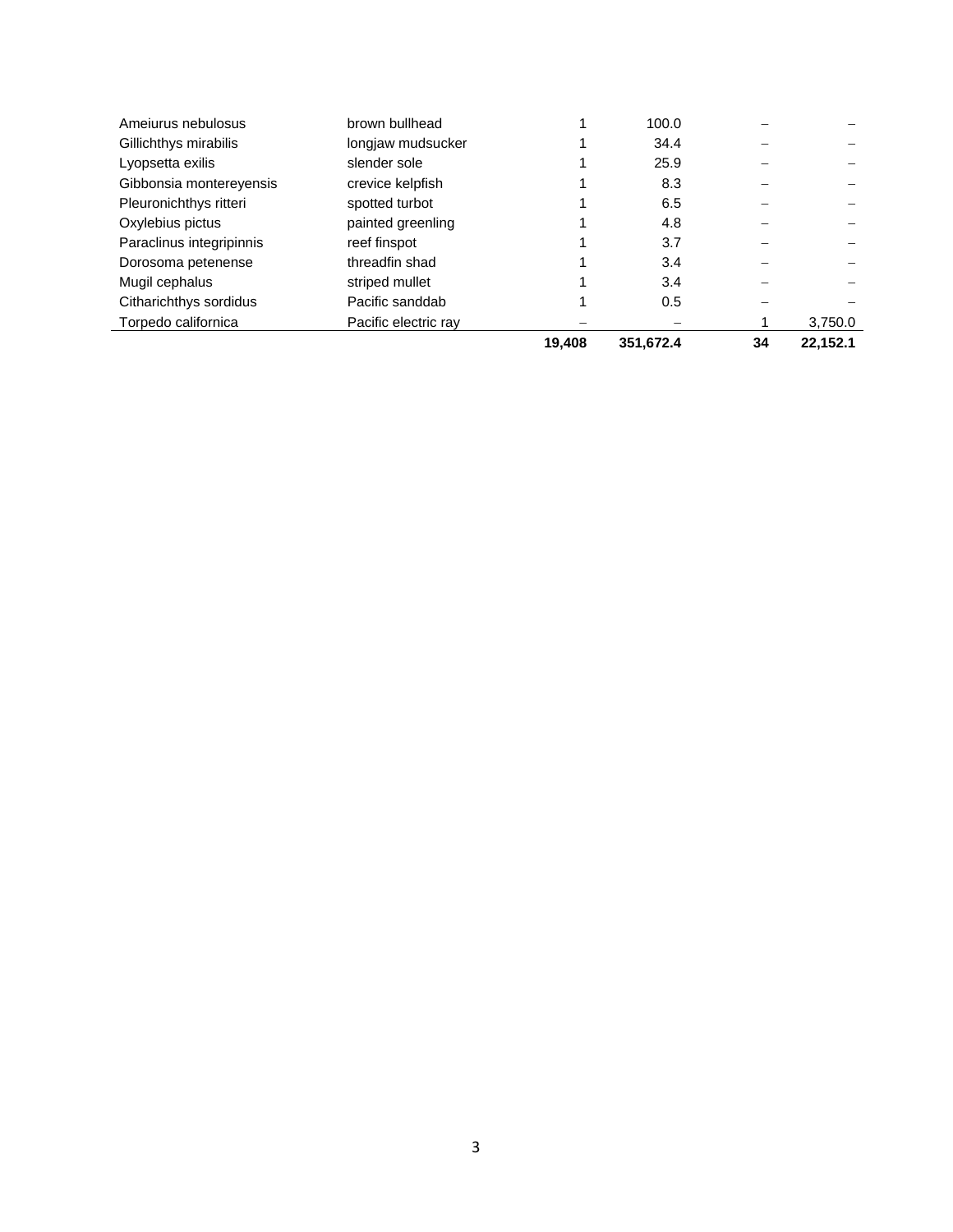| | | | | | |
|---|---|---|---|---|---|
| Ameiurus nebulosus | brown bullhead | 1 | 100.0 | – | – |
| Gillichthys mirabilis | longjaw mudsucker | 1 | 34.4 | – | – |
| Lyopsetta exilis | slender sole | 1 | 25.9 | – | – |
| Gibbonsia montereyensis | crevice kelpfish | 1 | 8.3 | – | – |
| Pleuronichthys ritteri | spotted turbot | 1 | 6.5 | – | – |
| Oxylebius pictus | painted greenling | 1 | 4.8 | – | – |
| Paraclinus integripinnis | reef finspot | 1 | 3.7 | – | – |
| Dorosoma petenense | threadfin shad | 1 | 3.4 | – | – |
| Mugil cephalus | striped mullet | 1 | 3.4 | – | – |
| Citharichthys sordidus | Pacific sanddab | 1 | 0.5 | – | – |
| Torpedo californica | Pacific electric ray | – | – | 1 | 3,750.0 |
| | | **19,408** | **351,672.4** | **34** | **22,152.1** |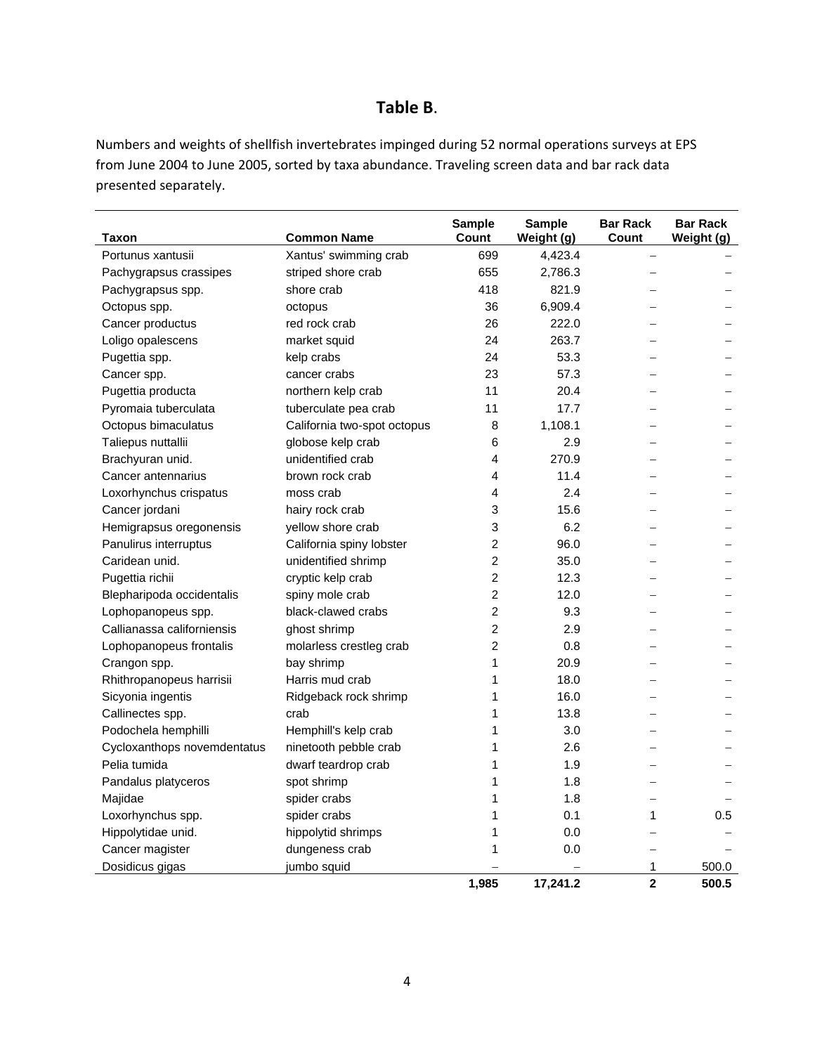## Table B.

Numbers and weights of shellfish invertebrates impinged during 52 normal operations surveys at EPS from June 2004 to June 2005, sorted by taxa abundance. Traveling screen data and bar rack data presented separately.

| Taxon | Common Name | Sample Count | Sample Weight (g) | Bar Rack Count | Bar Rack Weight (g) |
|---|---|---|---|---|---|
| Portunus xantusii | Xantus' swimming crab | 699 | 4,423.4 | – | – |
| Pachygrapsus crassipes | striped shore crab | 655 | 2,786.3 | – | – |
| Pachygrapsus spp. | shore crab | 418 | 821.9 | – | – |
| Octopus spp. | octopus | 36 | 6,909.4 | – | – |
| Cancer productus | red rock crab | 26 | 222.0 | – | – |
| Loligo opalescens | market squid | 24 | 263.7 | – | – |
| Pugettia spp. | kelp crabs | 24 | 53.3 | – | – |
| Cancer spp. | cancer crabs | 23 | 57.3 | – | – |
| Pugettia producta | northern kelp crab | 11 | 20.4 | – | – |
| Pyromaia tuberculata | tuberculate pea crab | 11 | 17.7 | – | – |
| Octopus bimaculatus | California two-spot octopus | 8 | 1,108.1 | – | – |
| Taliepus nuttallii | globose kelp crab | 6 | 2.9 | – | – |
| Brachyuran unid. | unidentified crab | 4 | 270.9 | – | – |
| Cancer antennarius | brown rock crab | 4 | 11.4 | – | – |
| Loxorhynchus crispatus | moss crab | 4 | 2.4 | – | – |
| Cancer jordani | hairy rock crab | 3 | 15.6 | – | – |
| Hemigrapsus oregonensis | yellow shore crab | 3 | 6.2 | – | – |
| Panulirus interruptus | California spiny lobster | 2 | 96.0 | – | – |
| Caridean unid. | unidentified shrimp | 2 | 35.0 | – | – |
| Pugettia richii | cryptic kelp crab | 2 | 12.3 | – | – |
| Blepharipoda occidentalis | spiny mole crab | 2 | 12.0 | – | – |
| Lophopanopeus spp. | black-clawed crabs | 2 | 9.3 | – | – |
| Callianassa californiensis | ghost shrimp | 2 | 2.9 | – | – |
| Lophopanopeus frontalis | molarless crestleg crab | 2 | 0.8 | – | – |
| Crangon spp. | bay shrimp | 1 | 20.9 | – | – |
| Rhithropanopeus harrisii | Harris mud crab | 1 | 18.0 | – | – |
| Sicyonia ingentis | Ridgeback rock shrimp | 1 | 16.0 | – | – |
| Callinectes spp. | crab | 1 | 13.8 | – | – |
| Podochela hemphilli | Hemphill's kelp crab | 1 | 3.0 | – | – |
| Cycloxanthops novemdentatus | ninetooth pebble crab | 1 | 2.6 | – | – |
| Pelia tumida | dwarf teardrop crab | 1 | 1.9 | – | – |
| Pandalus platyceros | spot shrimp | 1 | 1.8 | – | – |
| Majidae | spider crabs | 1 | 1.8 | – | – |
| Loxorhynchus spp. | spider crabs | 1 | 0.1 | 1 | 0.5 |
| Hippolytidae unid. | hippolytid shrimps | 1 | 0.0 | – | – |
| Cancer magister | dungeness crab | 1 | 0.0 | – | – |
| Dosidicus gigas | jumbo squid | – | – | 1 | 500.0 |
| | | **1,985** | **17,241.2** | **2** | **500.5** |